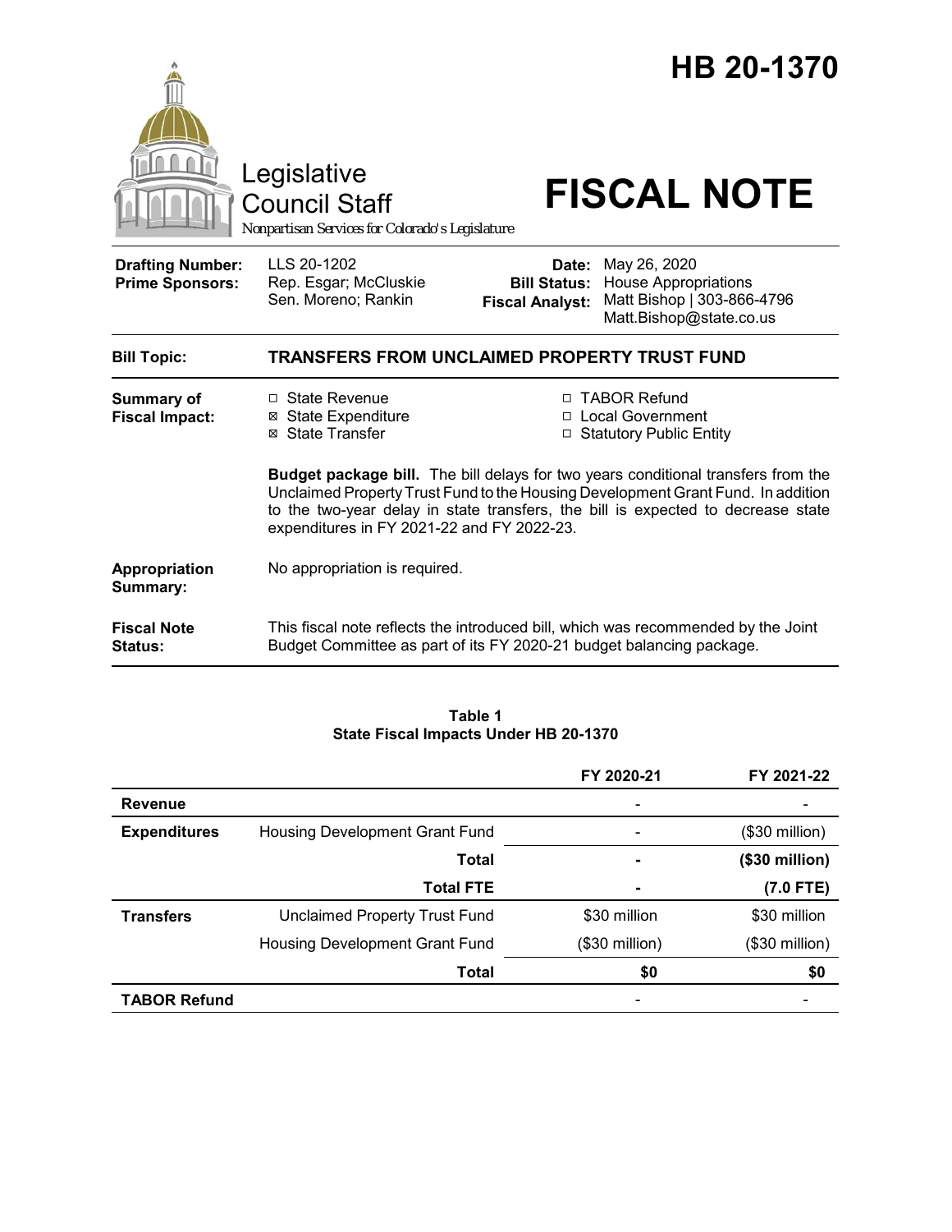# HB 20-1370

Legislative Council Staff

*Nonpartisan Services for Colorado's Legislature*

# FISCAL NOTE

| | | | |
|---|---|---|---|
| **Drafting Number:** | LLS 20-1202 | **Date:** | May 26, 2020 |
| **Prime Sponsors:** | Rep. Esgar; McCluskie<br>Sen. Moreno; Rankin | **Bill Status:** | House Appropriations |
| | | **Fiscal Analyst:** | Matt Bishop \| 303-866-4796<br>Matt.Bishop@state.co.us |

| | |
|---|---|
| **Bill Topic:** | **TRANSFERS FROM UNCLAIMED PROPERTY TRUST FUND** |
| **Summary of Fiscal Impact:** | ☐ State Revenue<br>☒ State Expenditure<br>☒ State Transfer<br>☐ TABOR Refund<br>☐ Local Government<br>☐ Statutory Public Entity<br><br>**Budget package bill.** The bill delays for two years conditional transfers from the Unclaimed Property Trust Fund to the Housing Development Grant Fund. In addition to the two-year delay in state transfers, the bill is expected to decrease state expenditures in FY 2021-22 and FY 2022-23. |
| **Appropriation Summary:** | No appropriation is required. |
| **Fiscal Note Status:** | This fiscal note reflects the introduced bill, which was recommended by the Joint Budget Committee as part of its FY 2020-21 budget balancing package. |

**Table 1**
**State Fiscal Impacts Under HB 20-1370**

| | | FY 2020-21 | FY 2021-22 |
|---|---|---|---|
| **Revenue** | | - | - |
| **Expenditures** | Housing Development Grant Fund | - | ($30 million) |
| | **Total** | **-** | **($30 million)** |
| | **Total FTE** | **-** | **(7.0 FTE)** |
| **Transfers** | Unclaimed Property Trust Fund | $30 million | $30 million |
| | Housing Development Grant Fund | ($30 million) | ($30 million) |
| | **Total** | **$0** | **$0** |
| **TABOR Refund** | | - | - |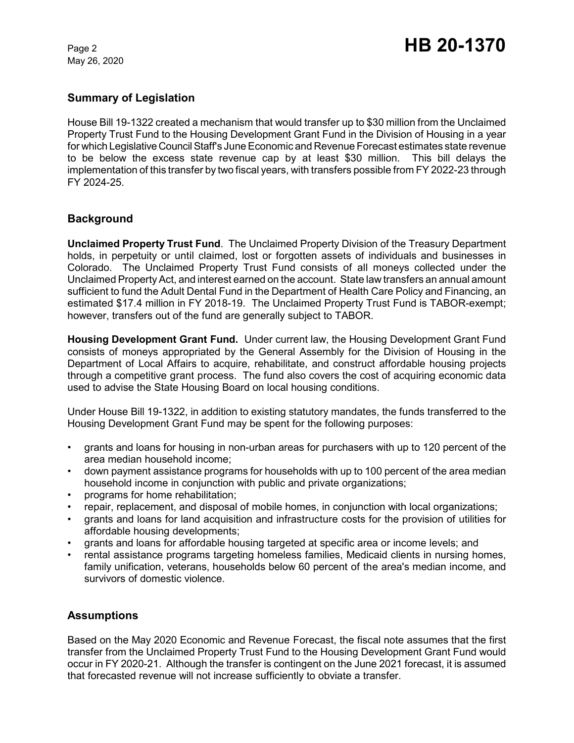## Summary of Legislation

House Bill 19-1322 created a mechanism that would transfer up to $30 million from the Unclaimed Property Trust Fund to the Housing Development Grant Fund in the Division of Housing in a year for which Legislative Council Staff's June Economic and Revenue Forecast estimates state revenue to be below the excess state revenue cap by at least $30 million. This bill delays the implementation of this transfer by two fiscal years, with transfers possible from FY 2022-23 through FY 2024-25.

## Background

**Unclaimed Property Trust Fund**. The Unclaimed Property Division of the Treasury Department holds, in perpetuity or until claimed, lost or forgotten assets of individuals and businesses in Colorado. The Unclaimed Property Trust Fund consists of all moneys collected under the Unclaimed Property Act, and interest earned on the account. State law transfers an annual amount sufficient to fund the Adult Dental Fund in the Department of Health Care Policy and Financing, an estimated $17.4 million in FY 2018-19. The Unclaimed Property Trust Fund is TABOR-exempt; however, transfers out of the fund are generally subject to TABOR.

**Housing Development Grant Fund.** Under current law, the Housing Development Grant Fund consists of moneys appropriated by the General Assembly for the Division of Housing in the Department of Local Affairs to acquire, rehabilitate, and construct affordable housing projects through a competitive grant process. The fund also covers the cost of acquiring economic data used to advise the State Housing Board on local housing conditions.

Under House Bill 19-1322, in addition to existing statutory mandates, the funds transferred to the Housing Development Grant Fund may be spent for the following purposes:

- grants and loans for housing in non-urban areas for purchasers with up to 120 percent of the area median household income;
- down payment assistance programs for households with up to 100 percent of the area median household income in conjunction with public and private organizations;
- programs for home rehabilitation;
- repair, replacement, and disposal of mobile homes, in conjunction with local organizations;
- grants and loans for land acquisition and infrastructure costs for the provision of utilities for affordable housing developments;
- grants and loans for affordable housing targeted at specific area or income levels; and
- rental assistance programs targeting homeless families, Medicaid clients in nursing homes, family unification, veterans, households below 60 percent of the area's median income, and survivors of domestic violence.

## Assumptions

Based on the May 2020 Economic and Revenue Forecast, the fiscal note assumes that the first transfer from the Unclaimed Property Trust Fund to the Housing Development Grant Fund would occur in FY 2020-21. Although the transfer is contingent on the June 2021 forecast, it is assumed that forecasted revenue will not increase sufficiently to obviate a transfer.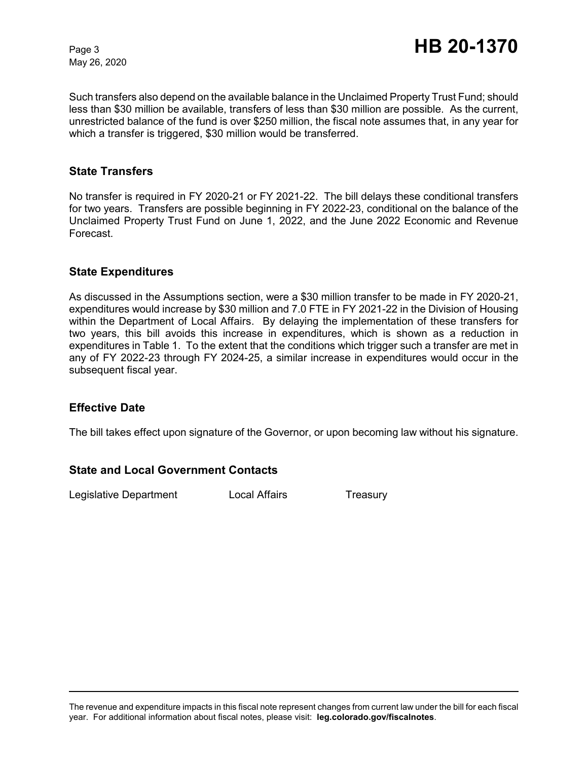Such transfers also depend on the available balance in the Unclaimed Property Trust Fund; should less than $30 million be available, transfers of less than $30 million are possible. As the current, unrestricted balance of the fund is over $250 million, the fiscal note assumes that, in any year for which a transfer is triggered, $30 million would be transferred.

## State Transfers

No transfer is required in FY 2020-21 or FY 2021-22. The bill delays these conditional transfers for two years. Transfers are possible beginning in FY 2022-23, conditional on the balance of the Unclaimed Property Trust Fund on June 1, 2022, and the June 2022 Economic and Revenue Forecast.

## State Expenditures

As discussed in the Assumptions section, were a $30 million transfer to be made in FY 2020-21, expenditures would increase by $30 million and 7.0 FTE in FY 2021-22 in the Division of Housing within the Department of Local Affairs. By delaying the implementation of these transfers for two years, this bill avoids this increase in expenditures, which is shown as a reduction in expenditures in Table 1. To the extent that the conditions which trigger such a transfer are met in any of FY 2022-23 through FY 2024-25, a similar increase in expenditures would occur in the subsequent fiscal year.

## Effective Date

The bill takes effect upon signature of the Governor, or upon becoming law without his signature.

## State and Local Government Contacts

Legislative Department    Local Affairs    Treasury

The revenue and expenditure impacts in this fiscal note represent changes from current law under the bill for each fiscal year. For additional information about fiscal notes, please visit: **leg.colorado.gov/fiscalnotes**.